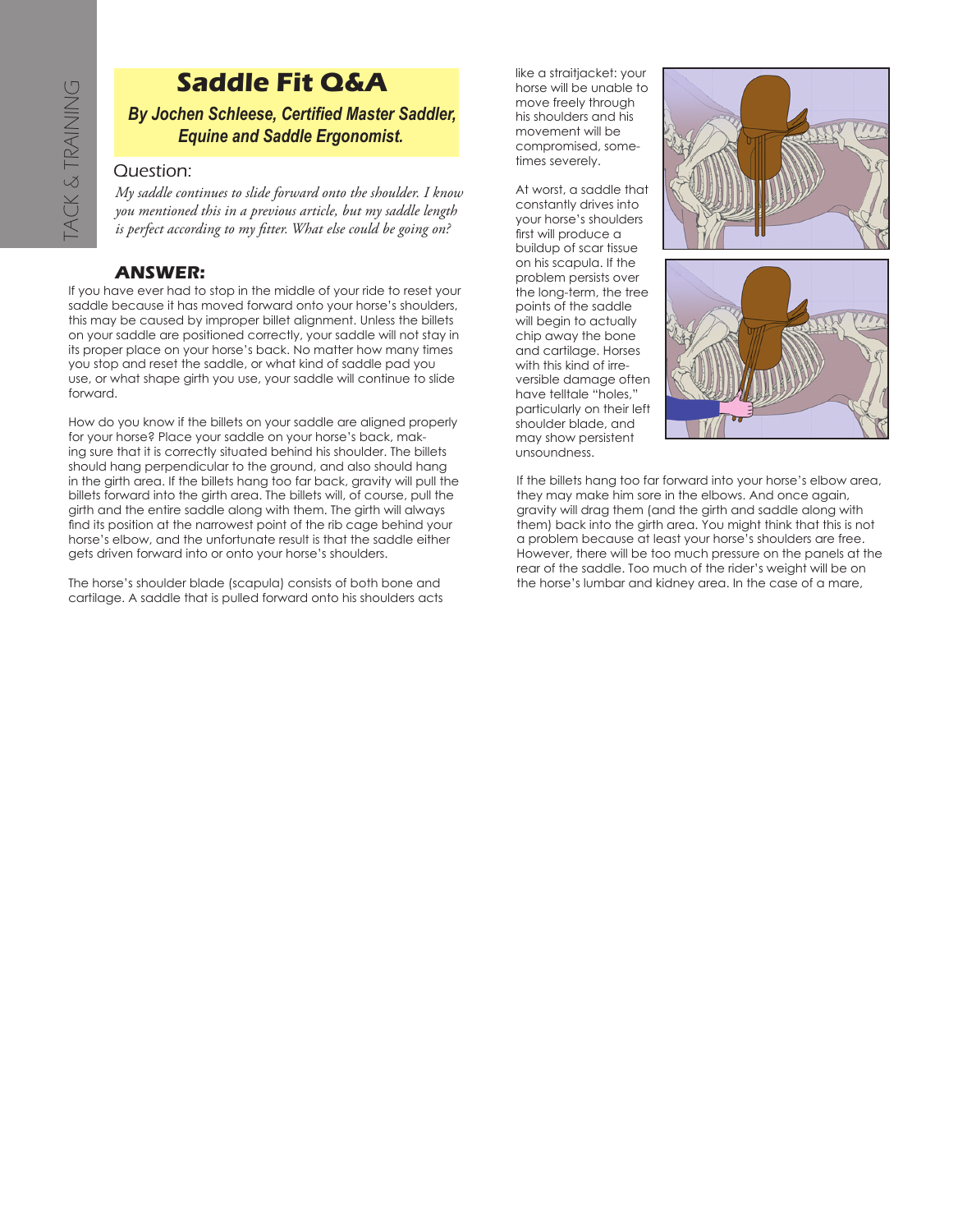# Saddle Fit Q&A

***By Jochen Schleese, Certified Master Saddler, Equine and Saddle Ergonomist.***

## Question:

*My saddle continues to slide forward onto the shoulder. I know you mentioned this in a previous article, but my saddle length is perfect according to my fitter. What else could be going on?*

## ANSWER:

If you have ever had to stop in the middle of your ride to reset your saddle because it has moved forward onto your horse's shoulders, this may be caused by improper billet alignment. Unless the billets on your saddle are positioned correctly, your saddle will not stay in its proper place on your horse's back. No matter how many times you stop and reset the saddle, or what kind of saddle pad you use, or what shape girth you use, your saddle will continue to slide forward.

How do you know if the billets on your saddle are aligned properly for your horse? Place your saddle on your horse's back, making sure that it is correctly situated behind his shoulder. The billets should hang perpendicular to the ground, and also should hang in the girth area. If the billets hang too far back, gravity will pull the billets forward into the girth area. The billets will, of course, pull the girth and the entire saddle along with them. The girth will always find its position at the narrowest point of the rib cage behind your horse's elbow, and the unfortunate result is that the saddle either gets driven forward into or onto your horse's shoulders.

The horse's shoulder blade (scapula) consists of both bone and cartilage. A saddle that is pulled forward onto his shoulders acts like a straitjacket: your horse will be unable to move freely through his shoulders and his movement will be compromised, sometimes severely.

At worst, a saddle that constantly drives into your horse's shoulders first will produce a buildup of scar tissue on his scapula. If the problem persists over the long-term, the tree points of the saddle will begin to actually chip away the bone and cartilage. Horses with this kind of irreversible damage often have telltale "holes," particularly on their left shoulder blade, and may show persistent unsoundness.

If the billets hang too far forward into your horse's elbow area, they may make him sore in the elbows. And once again, gravity will drag them (and the girth and saddle along with them) back into the girth area. You might think that this is not a problem because at least your horse's shoulders are free. However, there will be too much pressure on the panels at the rear of the saddle. Too much of the rider's weight will be on the horse's lumbar and kidney area. In the case of a mare,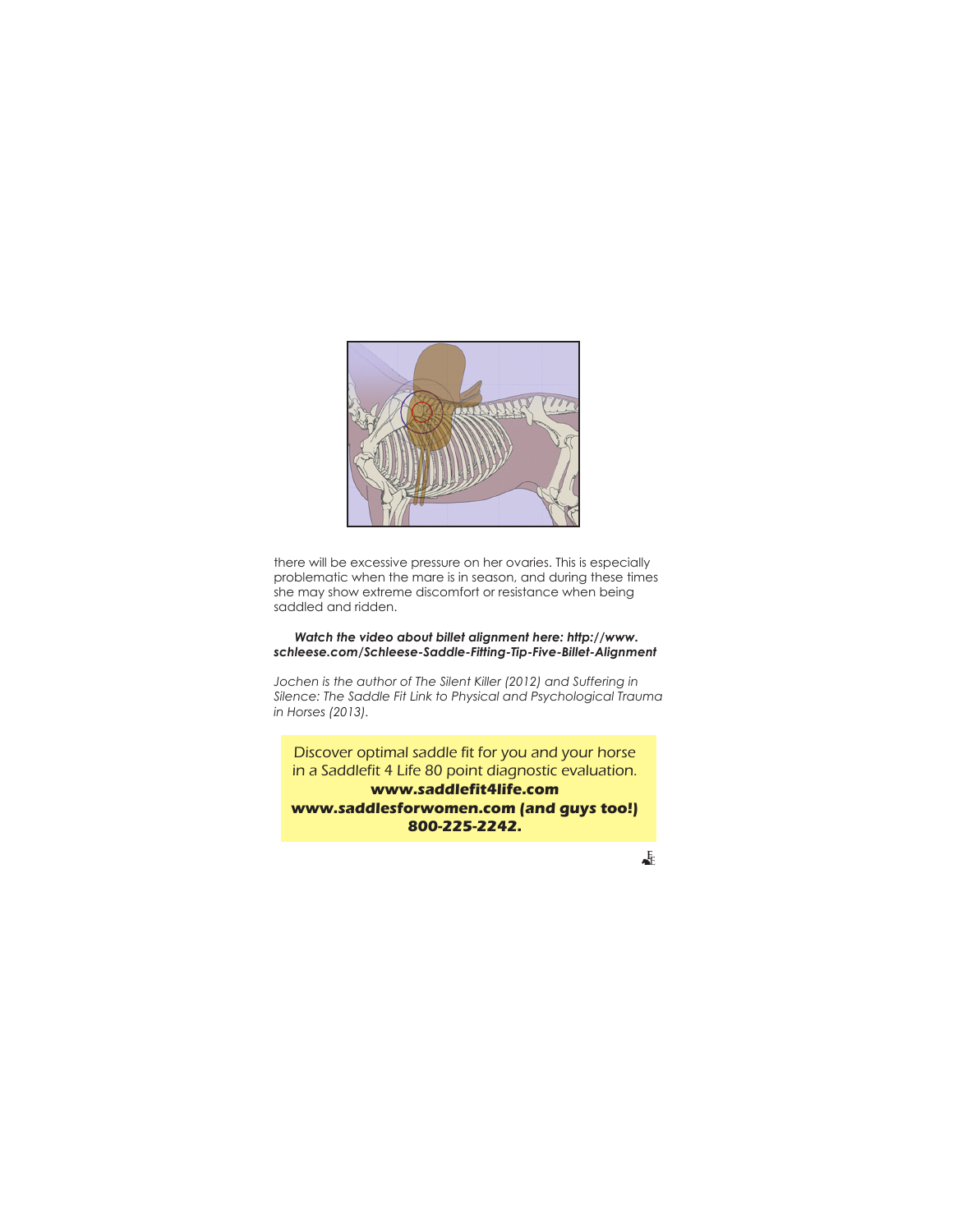there will be excessive pressure on her ovaries. This is especially problematic when the mare is in season, and during these times she may show extreme discomfort or resistance when being saddled and ridden.

***Watch the video about billet alignment here: http://www.schleese.com/Schleese-Saddle-Fitting-Tip-Five-Billet-Alignment***

*Jochen is the author of The Silent Killer (2012) and Suffering in Silence: The Saddle Fit Link to Physical and Psychological Trauma in Horses (2013).*

Discover optimal saddle fit for you and your horse in a Saddlefit 4 Life 80 point diagnostic evaluation.

**www.saddlefit4life.com**

**www.saddlesforwomen.com (and guys too!)**

**800-225-2242.**